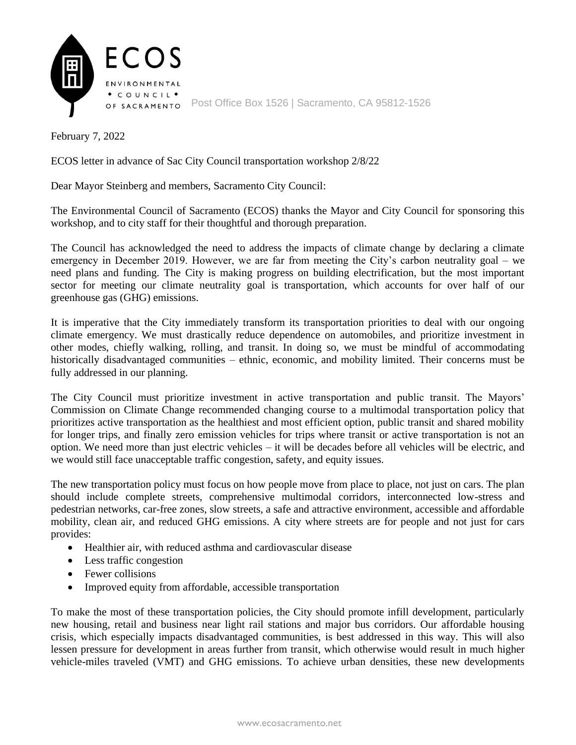ECOS

ENVIRONMENTAL
◆ COUNCIL ◆
OF SACRAMENTO

Post Office Box 1526 | Sacramento, CA 95812-1526

February 7, 2022

ECOS letter in advance of Sac City Council transportation workshop 2/8/22

Dear Mayor Steinberg and members, Sacramento City Council:

The Environmental Council of Sacramento (ECOS) thanks the Mayor and City Council for sponsoring this workshop, and to city staff for their thoughtful and thorough preparation.

The Council has acknowledged the need to address the impacts of climate change by declaring a climate emergency in December 2019. However, we are far from meeting the City's carbon neutrality goal – we need plans and funding. The City is making progress on building electrification, but the most important sector for meeting our climate neutrality goal is transportation, which accounts for over half of our greenhouse gas (GHG) emissions.

It is imperative that the City immediately transform its transportation priorities to deal with our ongoing climate emergency. We must drastically reduce dependence on automobiles, and prioritize investment in other modes, chiefly walking, rolling, and transit. In doing so, we must be mindful of accommodating historically disadvantaged communities – ethnic, economic, and mobility limited. Their concerns must be fully addressed in our planning.

The City Council must prioritize investment in active transportation and public transit. The Mayors' Commission on Climate Change recommended changing course to a multimodal transportation policy that prioritizes active transportation as the healthiest and most efficient option, public transit and shared mobility for longer trips, and finally zero emission vehicles for trips where transit or active transportation is not an option. We need more than just electric vehicles – it will be decades before all vehicles will be electric, and we would still face unacceptable traffic congestion, safety, and equity issues.

The new transportation policy must focus on how people move from place to place, not just on cars. The plan should include complete streets, comprehensive multimodal corridors, interconnected low-stress and pedestrian networks, car-free zones, slow streets, a safe and attractive environment, accessible and affordable mobility, clean air, and reduced GHG emissions. A city where streets are for people and not just for cars provides:

- Healthier air, with reduced asthma and cardiovascular disease
- Less traffic congestion
- Fewer collisions
- Improved equity from affordable, accessible transportation

To make the most of these transportation policies, the City should promote infill development, particularly new housing, retail and business near light rail stations and major bus corridors. Our affordable housing crisis, which especially impacts disadvantaged communities, is best addressed in this way. This will also lessen pressure for development in areas further from transit, which otherwise would result in much higher vehicle-miles traveled (VMT) and GHG emissions. To achieve urban densities, these new developments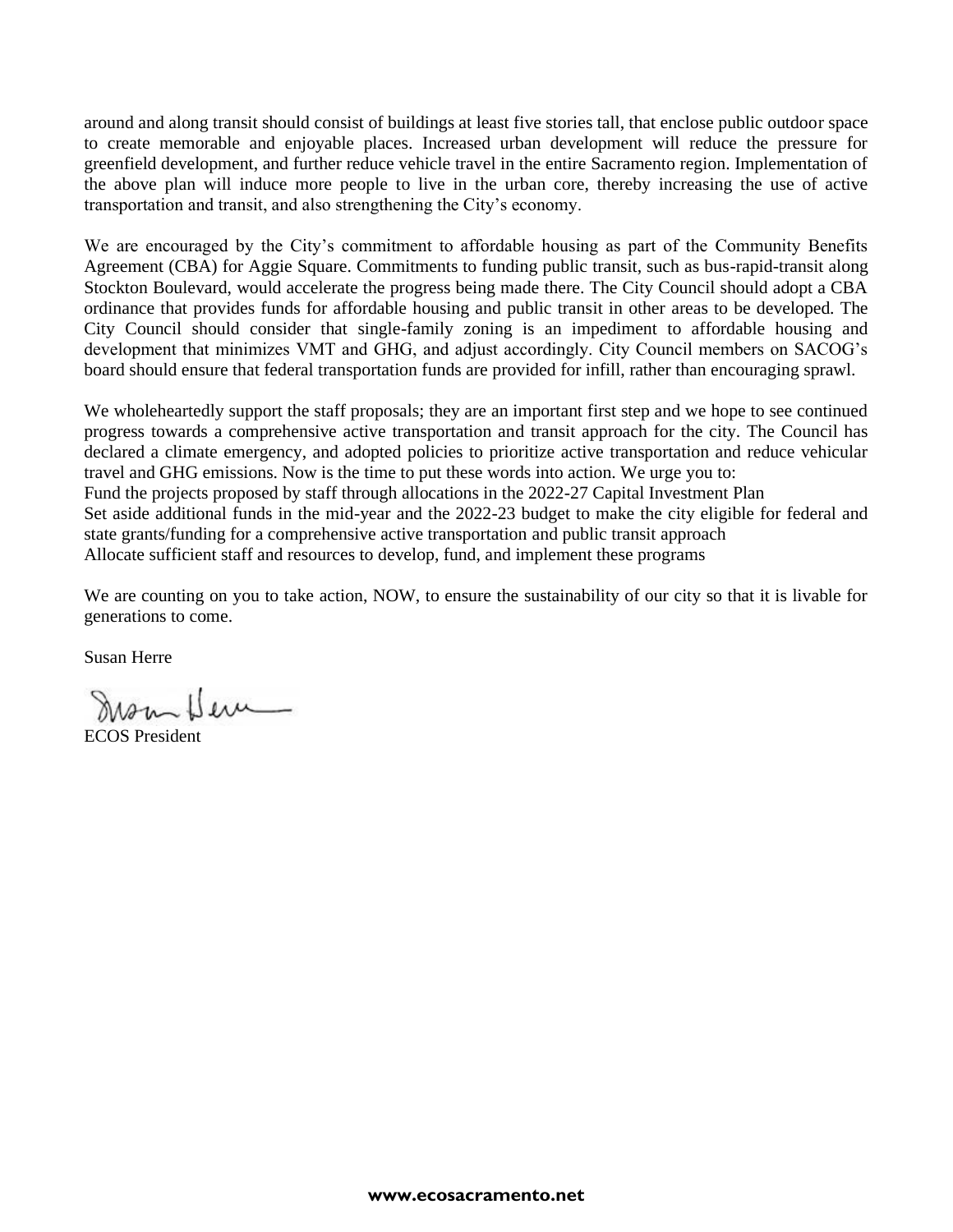around and along transit should consist of buildings at least five stories tall, that enclose public outdoor space to create memorable and enjoyable places. Increased urban development will reduce the pressure for greenfield development, and further reduce vehicle travel in the entire Sacramento region. Implementation of the above plan will induce more people to live in the urban core, thereby increasing the use of active transportation and transit, and also strengthening the City's economy.

We are encouraged by the City's commitment to affordable housing as part of the Community Benefits Agreement (CBA) for Aggie Square. Commitments to funding public transit, such as bus-rapid-transit along Stockton Boulevard, would accelerate the progress being made there. The City Council should adopt a CBA ordinance that provides funds for affordable housing and public transit in other areas to be developed. The City Council should consider that single-family zoning is an impediment to affordable housing and development that minimizes VMT and GHG, and adjust accordingly. City Council members on SACOG's board should ensure that federal transportation funds are provided for infill, rather than encouraging sprawl.

We wholeheartedly support the staff proposals; they are an important first step and we hope to see continued progress towards a comprehensive active transportation and transit approach for the city. The Council has declared a climate emergency, and adopted policies to prioritize active transportation and reduce vehicular travel and GHG emissions. Now is the time to put these words into action. We urge you to:

Fund the projects proposed by staff through allocations in the 2022-27 Capital Investment Plan

Set aside additional funds in the mid-year and the 2022-23 budget to make the city eligible for federal and state grants/funding for a comprehensive active transportation and public transit approach

Allocate sufficient staff and resources to develop, fund, and implement these programs

We are counting on you to take action, NOW, to ensure the sustainability of our city so that it is livable for generations to come.

Susan Herre

ECOS President

**www.ecosacramento.net**